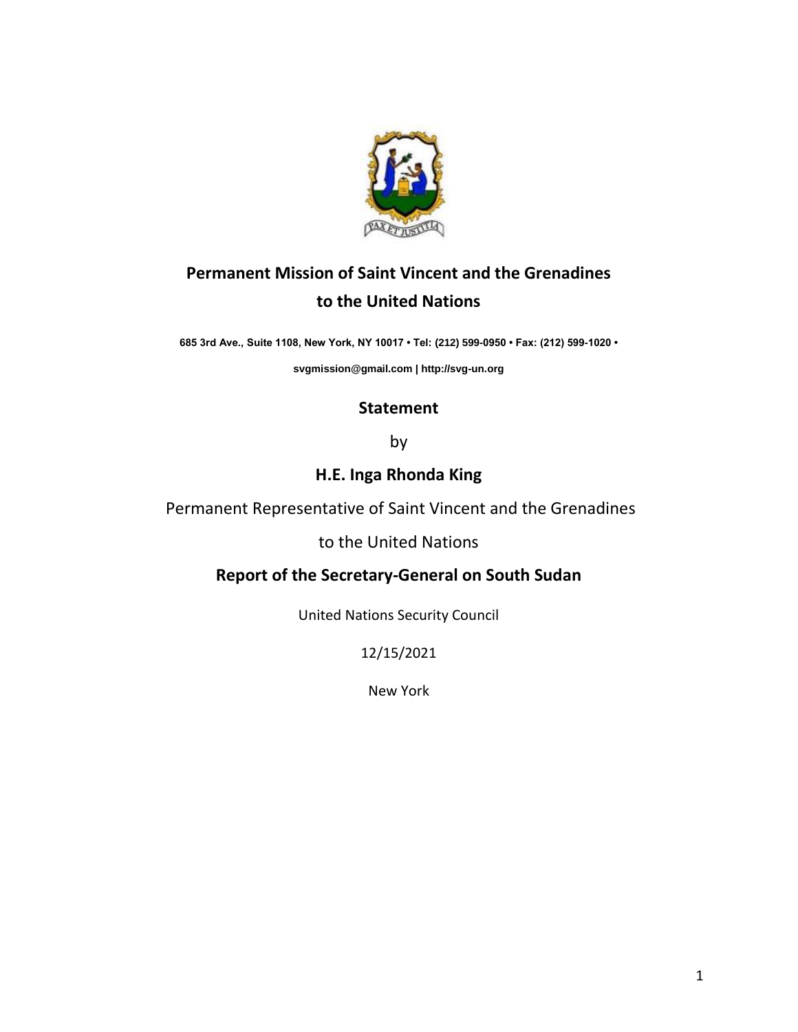# Permanent Mission of Saint Vincent and the Grenadines to the United Nations

**685 3rd Ave., Suite 1108, New York, NY 10017 • Tel: (212) 599-0950 • Fax: (212) 599-1020 •**

**svgmission@gmail.com | http://svg-un.org**

## Statement

by

## H.E. Inga Rhonda King

Permanent Representative of Saint Vincent and the Grenadines

to the United Nations

## Report of the Secretary-General on South Sudan

United Nations Security Council

12/15/2021

New York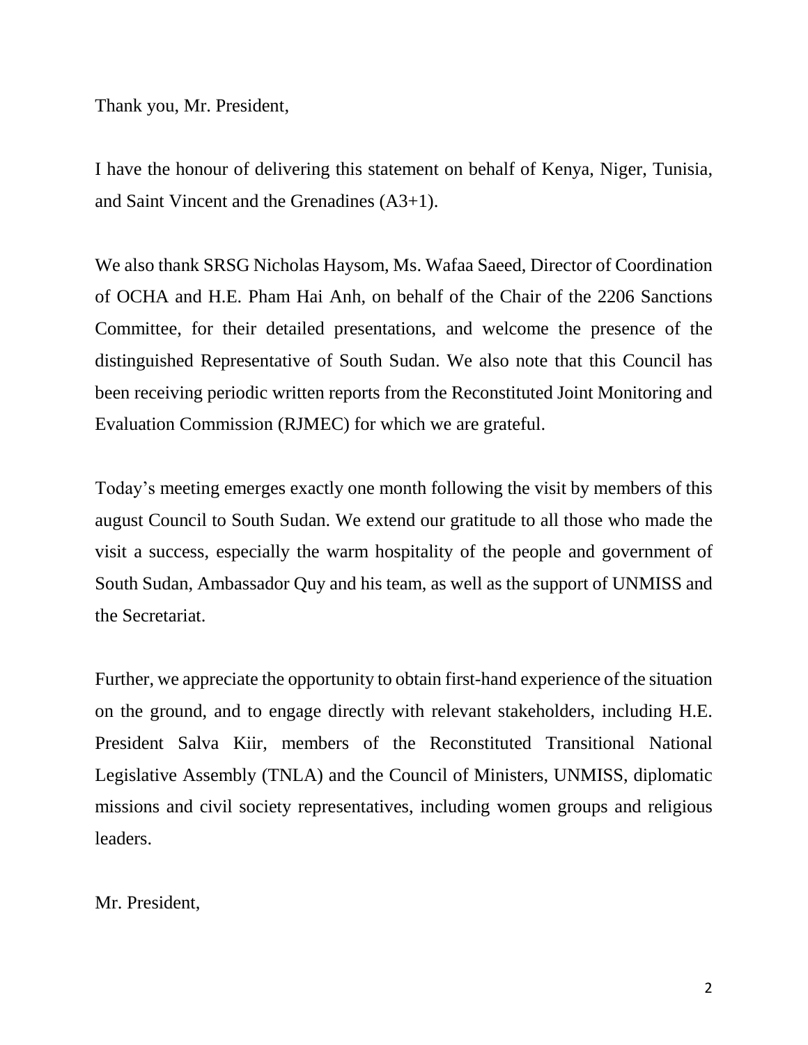Thank you, Mr. President,

I have the honour of delivering this statement on behalf of Kenya, Niger, Tunisia, and Saint Vincent and the Grenadines (A3+1).

We also thank SRSG Nicholas Haysom, Ms. Wafaa Saeed, Director of Coordination of OCHA and H.E. Pham Hai Anh, on behalf of the Chair of the 2206 Sanctions Committee, for their detailed presentations, and welcome the presence of the distinguished Representative of South Sudan. We also note that this Council has been receiving periodic written reports from the Reconstituted Joint Monitoring and Evaluation Commission (RJMEC) for which we are grateful.

Today's meeting emerges exactly one month following the visit by members of this august Council to South Sudan. We extend our gratitude to all those who made the visit a success, especially the warm hospitality of the people and government of South Sudan, Ambassador Quy and his team, as well as the support of UNMISS and the Secretariat.

Further, we appreciate the opportunity to obtain first-hand experience of the situation on the ground, and to engage directly with relevant stakeholders, including H.E. President Salva Kiir, members of the Reconstituted Transitional National Legislative Assembly (TNLA) and the Council of Ministers, UNMISS, diplomatic missions and civil society representatives, including women groups and religious leaders.

Mr. President,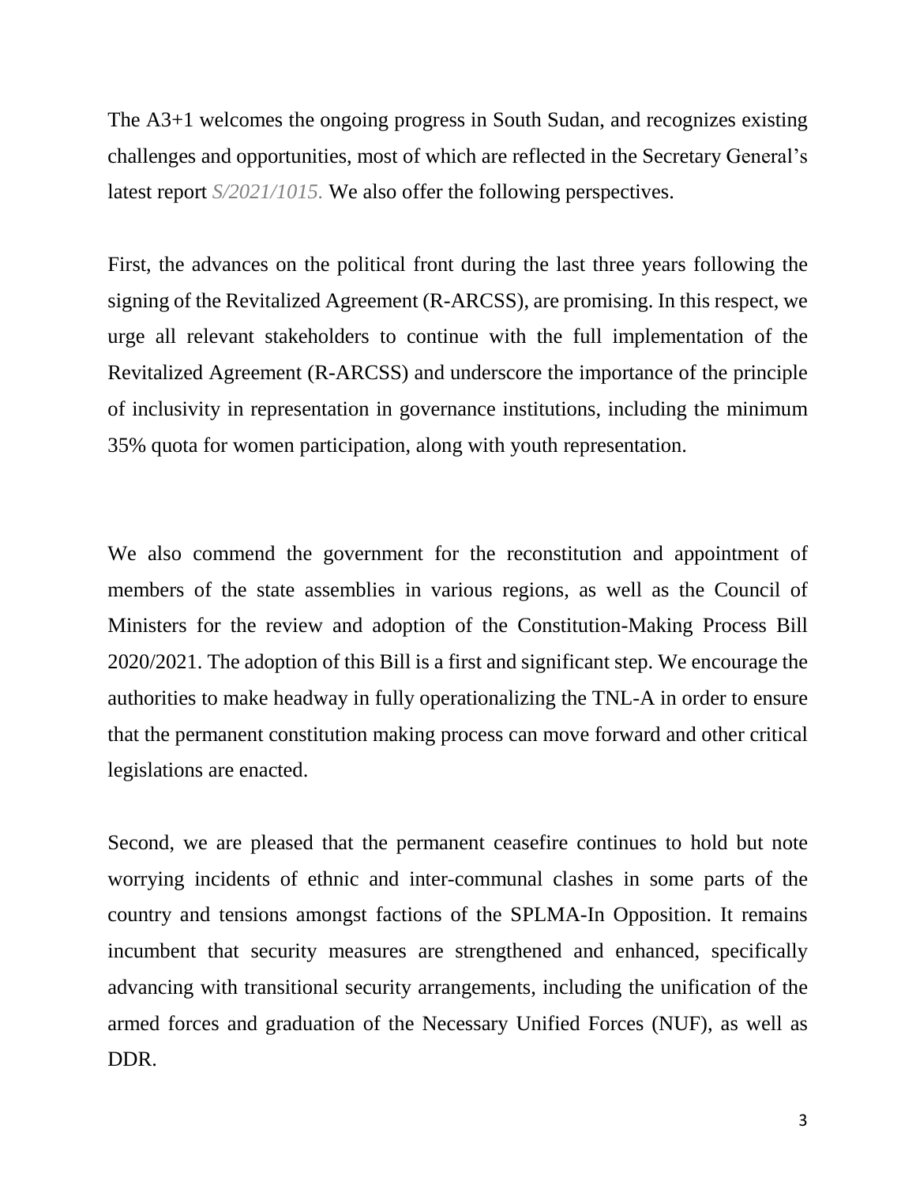The A3+1 welcomes the ongoing progress in South Sudan, and recognizes existing challenges and opportunities, most of which are reflected in the Secretary General's latest report *S/2021/1015.* We also offer the following perspectives.

First, the advances on the political front during the last three years following the signing of the Revitalized Agreement (R-ARCSS), are promising. In this respect, we urge all relevant stakeholders to continue with the full implementation of the Revitalized Agreement (R-ARCSS) and underscore the importance of the principle of inclusivity in representation in governance institutions, including the minimum 35% quota for women participation, along with youth representation.

We also commend the government for the reconstitution and appointment of members of the state assemblies in various regions, as well as the Council of Ministers for the review and adoption of the Constitution-Making Process Bill 2020/2021. The adoption of this Bill is a first and significant step. We encourage the authorities to make headway in fully operationalizing the TNL-A in order to ensure that the permanent constitution making process can move forward and other critical legislations are enacted.

Second, we are pleased that the permanent ceasefire continues to hold but note worrying incidents of ethnic and inter-communal clashes in some parts of the country and tensions amongst factions of the SPLMA-In Opposition. It remains incumbent that security measures are strengthened and enhanced, specifically advancing with transitional security arrangements, including the unification of the armed forces and graduation of the Necessary Unified Forces (NUF), as well as DDR.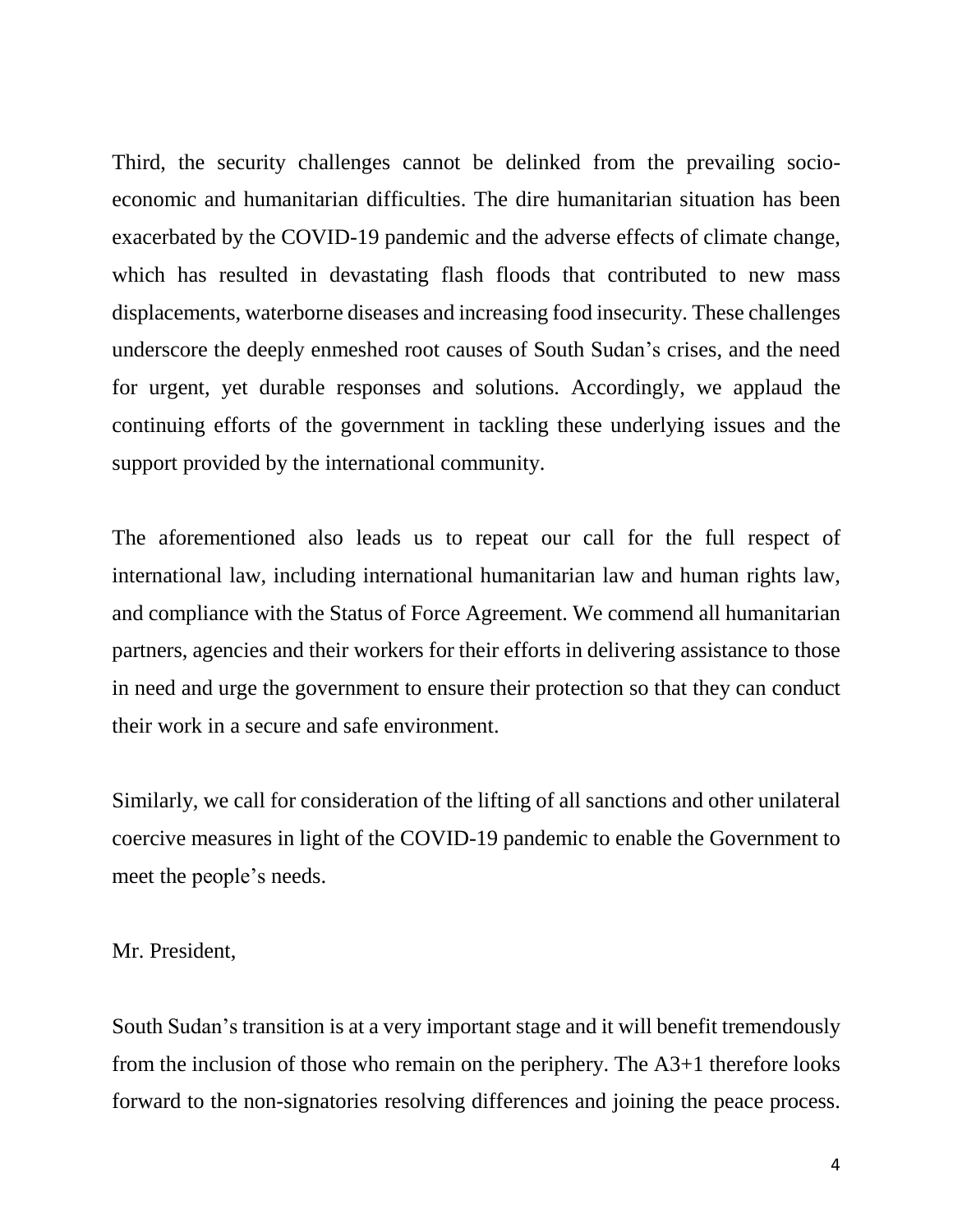Third, the security challenges cannot be delinked from the prevailing socio-economic and humanitarian difficulties. The dire humanitarian situation has been exacerbated by the COVID-19 pandemic and the adverse effects of climate change, which has resulted in devastating flash floods that contributed to new mass displacements, waterborne diseases and increasing food insecurity. These challenges underscore the deeply enmeshed root causes of South Sudan's crises, and the need for urgent, yet durable responses and solutions. Accordingly, we applaud the continuing efforts of the government in tackling these underlying issues and the support provided by the international community.

The aforementioned also leads us to repeat our call for the full respect of international law, including international humanitarian law and human rights law, and compliance with the Status of Force Agreement. We commend all humanitarian partners, agencies and their workers for their efforts in delivering assistance to those in need and urge the government to ensure their protection so that they can conduct their work in a secure and safe environment.

Similarly, we call for consideration of the lifting of all sanctions and other unilateral coercive measures in light of the COVID-19 pandemic to enable the Government to meet the people's needs.

Mr. President,

South Sudan's transition is at a very important stage and it will benefit tremendously from the inclusion of those who remain on the periphery. The A3+1 therefore looks forward to the non-signatories resolving differences and joining the peace process.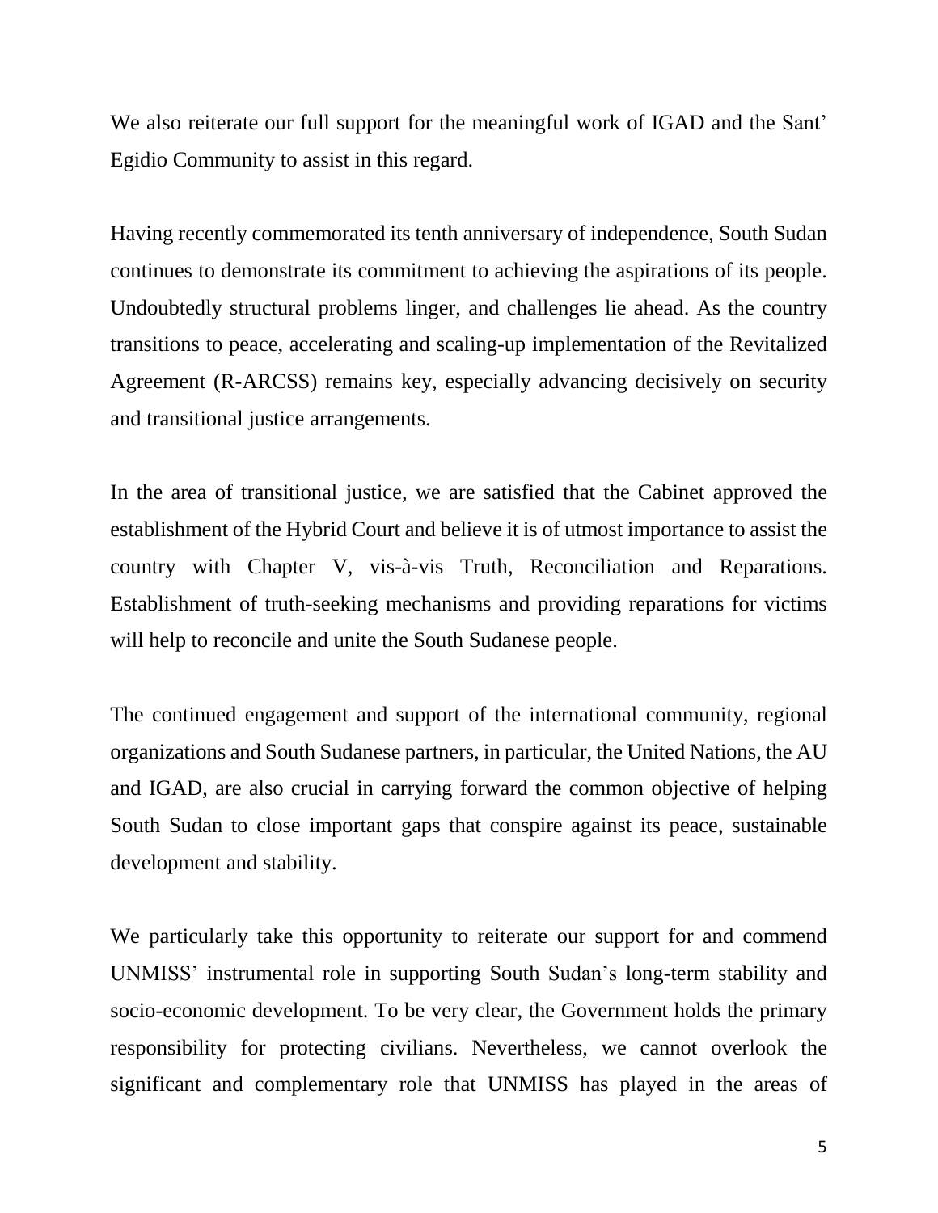We also reiterate our full support for the meaningful work of IGAD and the Sant' Egidio Community to assist in this regard.

Having recently commemorated its tenth anniversary of independence, South Sudan continues to demonstrate its commitment to achieving the aspirations of its people. Undoubtedly structural problems linger, and challenges lie ahead. As the country transitions to peace, accelerating and scaling-up implementation of the Revitalized Agreement (R-ARCSS) remains key, especially advancing decisively on security and transitional justice arrangements.

In the area of transitional justice, we are satisfied that the Cabinet approved the establishment of the Hybrid Court and believe it is of utmost importance to assist the country with Chapter V, vis-à-vis Truth, Reconciliation and Reparations. Establishment of truth-seeking mechanisms and providing reparations for victims will help to reconcile and unite the South Sudanese people.

The continued engagement and support of the international community, regional organizations and South Sudanese partners, in particular, the United Nations, the AU and IGAD, are also crucial in carrying forward the common objective of helping South Sudan to close important gaps that conspire against its peace, sustainable development and stability.

We particularly take this opportunity to reiterate our support for and commend UNMISS' instrumental role in supporting South Sudan's long-term stability and socio-economic development. To be very clear, the Government holds the primary responsibility for protecting civilians. Nevertheless, we cannot overlook the significant and complementary role that UNMISS has played in the areas of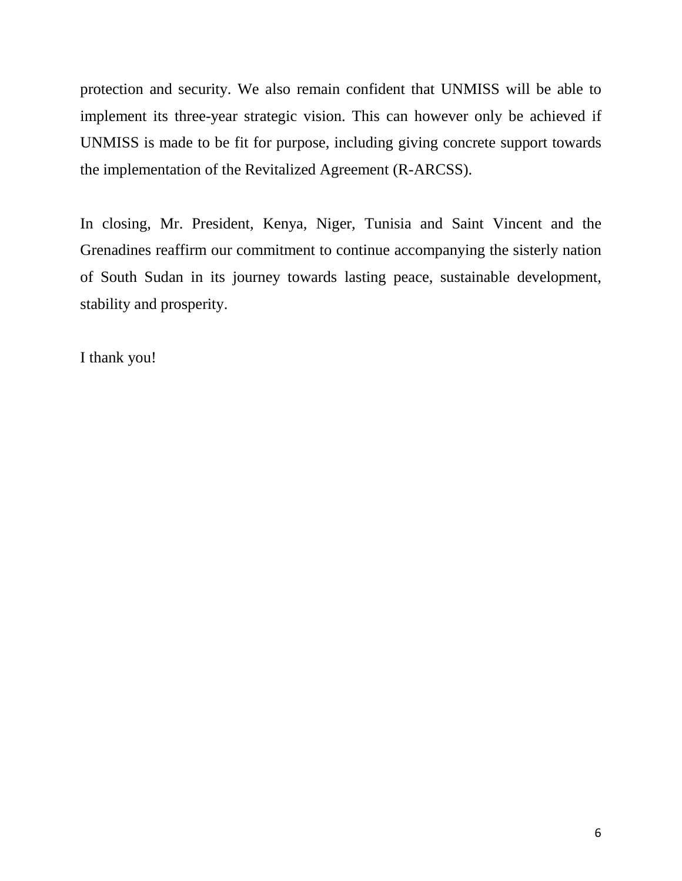protection and security. We also remain confident that UNMISS will be able to implement its three-year strategic vision. This can however only be achieved if UNMISS is made to be fit for purpose, including giving concrete support towards the implementation of the Revitalized Agreement (R-ARCSS).

In closing, Mr. President, Kenya, Niger, Tunisia and Saint Vincent and the Grenadines reaffirm our commitment to continue accompanying the sisterly nation of South Sudan in its journey towards lasting peace, sustainable development, stability and prosperity.

I thank you!